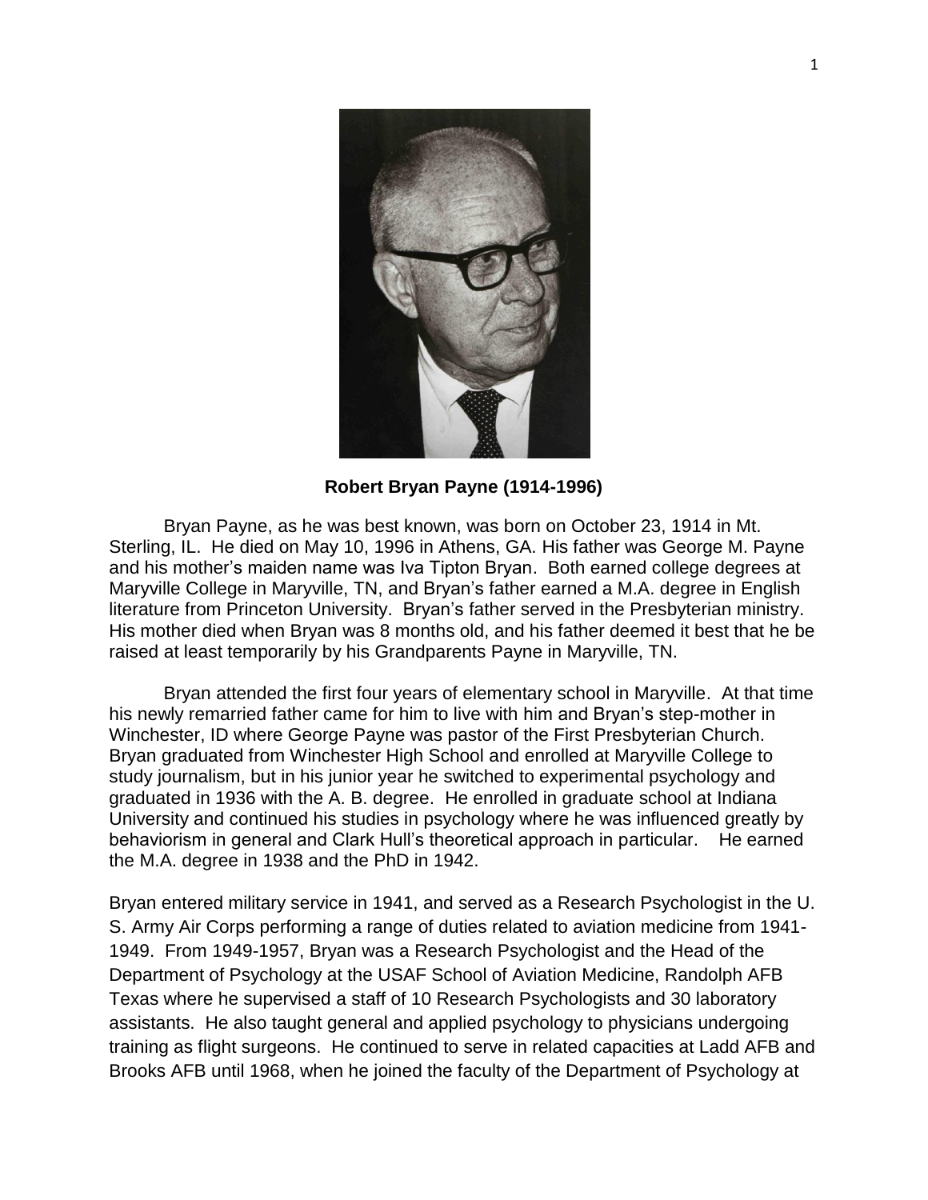**Robert Bryan Payne (1914-1996)**

Bryan Payne, as he was best known, was born on October 23, 1914 in Mt. Sterling, IL. He died on May 10, 1996 in Athens, GA. His father was George M. Payne and his mother's maiden name was Iva Tipton Bryan. Both earned college degrees at Maryville College in Maryville, TN, and Bryan's father earned a M.A. degree in English literature from Princeton University. Bryan's father served in the Presbyterian ministry. His mother died when Bryan was 8 months old, and his father deemed it best that he be raised at least temporarily by his Grandparents Payne in Maryville, TN.

Bryan attended the first four years of elementary school in Maryville. At that time his newly remarried father came for him to live with him and Bryan's step-mother in Winchester, ID where George Payne was pastor of the First Presbyterian Church. Bryan graduated from Winchester High School and enrolled at Maryville College to study journalism, but in his junior year he switched to experimental psychology and graduated in 1936 with the A. B. degree. He enrolled in graduate school at Indiana University and continued his studies in psychology where he was influenced greatly by behaviorism in general and Clark Hull's theoretical approach in particular. He earned the M.A. degree in 1938 and the PhD in 1942.

Bryan entered military service in 1941, and served as a Research Psychologist in the U. S. Army Air Corps performing a range of duties related to aviation medicine from 1941-1949. From 1949-1957, Bryan was a Research Psychologist and the Head of the Department of Psychology at the USAF School of Aviation Medicine, Randolph AFB Texas where he supervised a staff of 10 Research Psychologists and 30 laboratory assistants. He also taught general and applied psychology to physicians undergoing training as flight surgeons. He continued to serve in related capacities at Ladd AFB and Brooks AFB until 1968, when he joined the faculty of the Department of Psychology at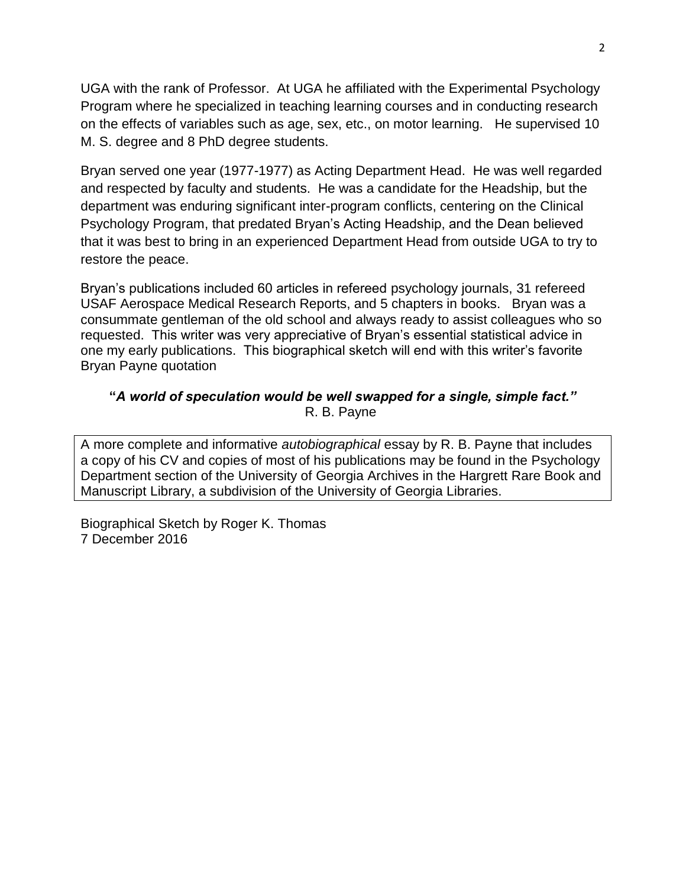UGA with the rank of Professor. At UGA he affiliated with the Experimental Psychology Program where he specialized in teaching learning courses and in conducting research on the effects of variables such as age, sex, etc., on motor learning. He supervised 10 M. S. degree and 8 PhD degree students.

Bryan served one year (1977-1977) as Acting Department Head. He was well regarded and respected by faculty and students. He was a candidate for the Headship, but the department was enduring significant inter-program conflicts, centering on the Clinical Psychology Program, that predated Bryan's Acting Headship, and the Dean believed that it was best to bring in an experienced Department Head from outside UGA to try to restore the peace.

Bryan's publications included 60 articles in refereed psychology journals, 31 refereed USAF Aerospace Medical Research Reports, and 5 chapters in books. Bryan was a consummate gentleman of the old school and always ready to assist colleagues who so requested. This writer was very appreciative of Bryan's essential statistical advice in one my early publications. This biographical sketch will end with this writer's favorite Bryan Payne quotation

**"*A world of speculation would be well swapped for a single, simple fact.*"**
R. B. Payne

A more complete and informative *autobiographical* essay by R. B. Payne that includes a copy of his CV and copies of most of his publications may be found in the Psychology Department section of the University of Georgia Archives in the Hargrett Rare Book and Manuscript Library, a subdivision of the University of Georgia Libraries.

Biographical Sketch by Roger K. Thomas
7 December 2016